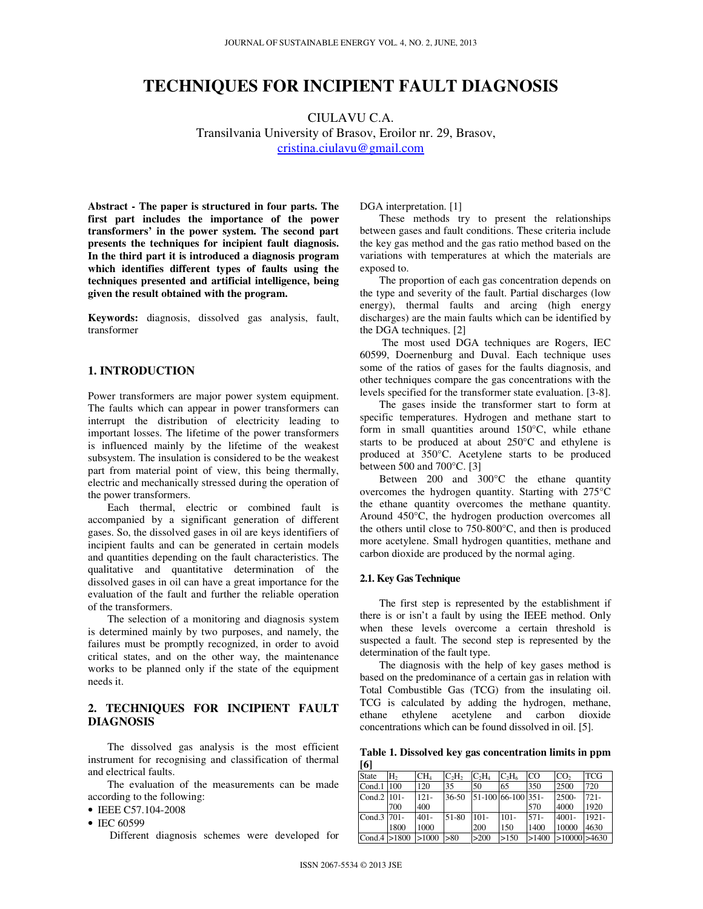# TECHNIQUES FOR INCIPIENT FAULT DIAGNOSIS

CIULAVU C.A.
Transilvania University of Brasov, Eroilor nr. 29, Brasov,
cristina.ciulavu@gmail.com

**Abstract - The paper is structured in four parts. The first part includes the importance of the power transformers' in the power system. The second part presents the techniques for incipient fault diagnosis. In the third part it is introduced a diagnosis program which identifies different types of faults using the techniques presented and artificial intelligence, being given the result obtained with the program.**

**Keywords:** diagnosis, dissolved gas analysis, fault, transformer

## 1. INTRODUCTION

Power transformers are major power system equipment. The faults which can appear in power transformers can interrupt the distribution of electricity leading to important losses. The lifetime of the power transformers is influenced mainly by the lifetime of the weakest subsystem. The insulation is considered to be the weakest part from material point of view, this being thermally, electric and mechanically stressed during the operation of the power transformers.

Each thermal, electric or combined fault is accompanied by a significant generation of different gases. So, the dissolved gases in oil are keys identifiers of incipient faults and can be generated in certain models and quantities depending on the fault characteristics. The qualitative and quantitative determination of the dissolved gases in oil can have a great importance for the evaluation of the fault and further the reliable operation of the transformers.

The selection of a monitoring and diagnosis system is determined mainly by two purposes, and namely, the failures must be promptly recognized, in order to avoid critical states, and on the other way, the maintenance works to be planned only if the state of the equipment needs it.

## 2. TECHNIQUES FOR INCIPIENT FAULT DIAGNOSIS

The dissolved gas analysis is the most efficient instrument for recognising and classification of thermal and electrical faults.

The evaluation of the measurements can be made according to the following:

- IEEE C57.104-2008
- IEC 60599

Different diagnosis schemes were developed for DGA interpretation. [1]

These methods try to present the relationships between gases and fault conditions. These criteria include the key gas method and the gas ratio method based on the variations with temperatures at which the materials are exposed to.

The proportion of each gas concentration depends on the type and severity of the fault. Partial discharges (low energy), thermal faults and arcing (high energy discharges) are the main faults which can be identified by the DGA techniques. [2]

The most used DGA techniques are Rogers, IEC 60599, Doernenburg and Duval. Each technique uses some of the ratios of gases for the faults diagnosis, and other techniques compare the gas concentrations with the levels specified for the transformer state evaluation. [3-8].

The gases inside the transformer start to form at specific temperatures. Hydrogen and methane start to form in small quantities around 150°C, while ethane starts to be produced at about 250°C and ethylene is produced at 350°C. Acetylene starts to be produced between 500 and 700°C. [3]

Between 200 and 300°C the ethane quantity overcomes the hydrogen quantity. Starting with 275°C the ethane quantity overcomes the methane quantity. Around 450°C, the hydrogen production overcomes all the others until close to 750-800°C, and then is produced more acetylene. Small hydrogen quantities, methane and carbon dioxide are produced by the normal aging.

### 2.1. Key Gas Technique

The first step is represented by the establishment if there is or isn't a fault by using the IEEE method. Only when these levels overcome a certain threshold is suspected a fault. The second step is represented by the determination of the fault type.

The diagnosis with the help of key gases method is based on the predominance of a certain gas in relation with Total Combustible Gas (TCG) from the insulating oil. TCG is calculated by adding the hydrogen, methane, ethane ethylene acetylene and carbon dioxide concentrations which can be found dissolved in oil. [5].

**Table 1. Dissolved key gas concentration limits in ppm [6]**

| State | $H_2$ | $CH_4$ | $C_2H_2$ | $C_2H_4$ | $C_2H_6$ | CO | $CO_2$ | TCG |
|---|---|---|---|---|---|---|---|---|
| Cond.1 | 100 | 120 | 35 | 50 | 65 | 350 | 2500 | 720 |
| Cond.2 | 101-700 | 121-400 | 36-50 | 51-100 | 66-100 | 351-570 | 2500-4000 | 721-1920 |
| Cond.3 | 701-1800 | 401-1000 | 51-80 | 101-200 | 101-150 | 571-1400 | 4001-10000 | 1921-4630 |
| Cond.4 | >1800 | >1000 | >80 | >200 | >150 | >1400 | >10000 | >4630 |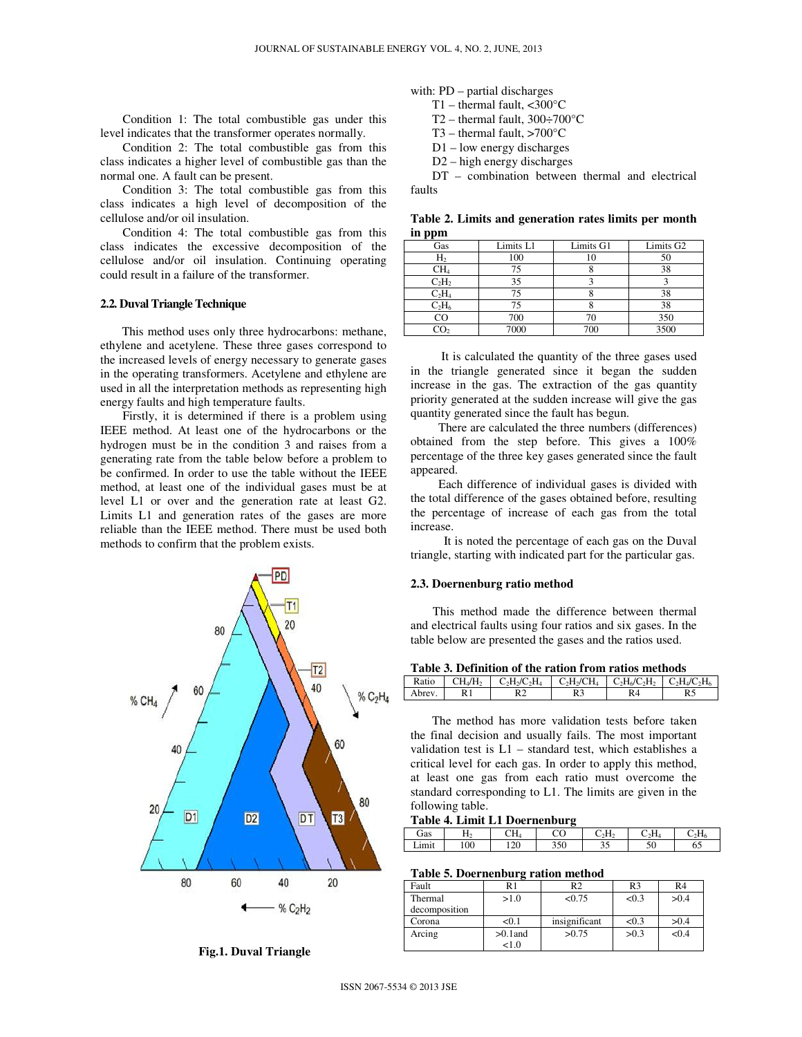Condition 1: The total combustible gas under this level indicates that the transformer operates normally.

Condition 2: The total combustible gas from this class indicates a higher level of combustible gas than the normal one. A fault can be present.

Condition 3: The total combustible gas from this class indicates a high level of decomposition of the cellulose and/or oil insulation.

Condition 4: The total combustible gas from this class indicates the excessive decomposition of the cellulose and/or oil insulation. Continuing operating could result in a failure of the transformer.

### 2.2. Duval Triangle Technique

This method uses only three hydrocarbons: methane, ethylene and acetylene. These three gases correspond to the increased levels of energy necessary to generate gases in the operating transformers. Acetylene and ethylene are used in all the interpretation methods as representing high energy faults and high temperature faults.

Firstly, it is determined if there is a problem using IEEE method. At least one of the hydrocarbons or the hydrogen must be in the condition 3 and raises from a generating rate from the table below before a problem to be confirmed. In order to use the table without the IEEE method, at least one of the individual gases must be at level L1 or over and the generation rate at least G2. Limits L1 and generation rates of the gases are more reliable than the IEEE method. There must be used both methods to confirm that the problem exists.

Fig.1. Duval Triangle

with: PD – partial discharges

T1 – thermal fault, <300°C

T2 – thermal fault, 300÷700°C

T3 – thermal fault, >700°C

D1 – low energy discharges

D2 – high energy discharges

DT – combination between thermal and electrical faults

**Table 2. Limits and generation rates limits per month in ppm**

| Gas | Limits L1 | Limits G1 | Limits G2 |
|---|---|---|---|
| $H_2$ | 100 | 10 | 50 |
| $CH_4$ | 75 | 8 | 38 |
| $C_2H_2$ | 35 | 3 | 3 |
| $C_2H_4$ | 75 | 8 | 38 |
| $C_2H_6$ | 75 | 8 | 38 |
| CO | 700 | 70 | 350 |
| $CO_2$ | 7000 | 700 | 3500 |

It is calculated the quantity of the three gases used in the triangle generated since it began the sudden increase in the gas. The extraction of the gas quantity priority generated at the sudden increase will give the gas quantity generated since the fault has begun.

There are calculated the three numbers (differences) obtained from the step before. This gives a 100% percentage of the three key gases generated since the fault appeared.

Each difference of individual gases is divided with the total difference of the gases obtained before, resulting the percentage of increase of each gas from the total increase.

It is noted the percentage of each gas on the Duval triangle, starting with indicated part for the particular gas.

### 2.3. Doernenburg ratio method

This method made the difference between thermal and electrical faults using four ratios and six gases. In the table below are presented the gases and the ratios used.

**Table 3. Definition of the ration from ratios methods**

| Ratio | $CH_4/H_2$ | $C_2H_2/C_2H_4$ | $C_2H_2/CH_4$ | $C_2H_6/C_2H_2$ | $C_2H_4/C_2H_6$ |
|---|---|---|---|---|---|
| Abrev. | R1 | R2 | R3 | R4 | R5 |

The method has more validation tests before taken the final decision and usually fails. The most important validation test is L1 – standard test, which establishes a critical level for each gas. In order to apply this method, at least one gas from each ratio must overcome the standard corresponding to L1. The limits are given in the following table.

**Table 4. Limit L1 Doernenburg**

| Gas | $H_2$ | $CH_4$ | CO | $C_2H_2$ | $C_2H_4$ | $C_2H_6$ |
|---|---|---|---|---|---|---|
| Limit | 100 | 120 | 350 | 35 | 50 | 65 |

**Table 5. Doernenburg ration method**

| Fault | R1 | R2 | R3 | R4 |
|---|---|---|---|---|
| Thermal decomposition | >1.0 | <0.75 | <0.3 | >0.4 |
| Corona | <0.1 | insignificant | <0.3 | >0.4 |
| Arcing | >0.1and <1.0 | >0.75 | >0.3 | <0.4 |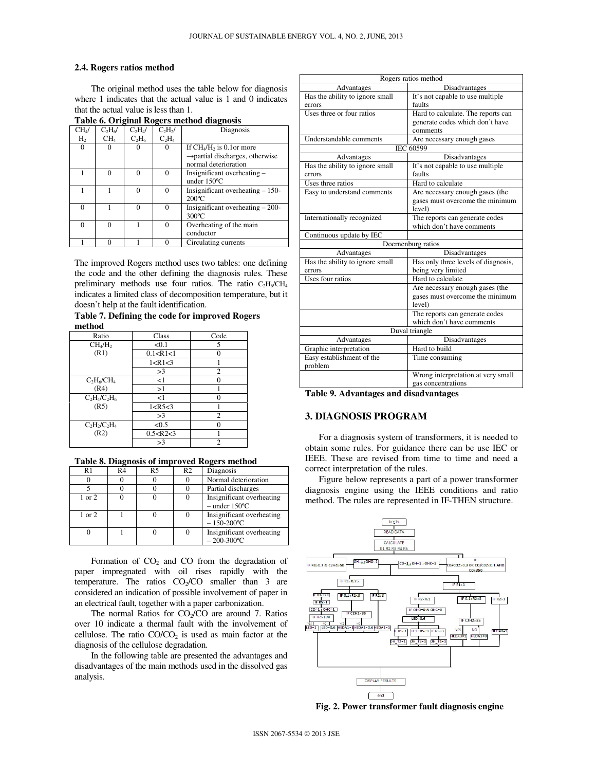### 2.4. Rogers ratios method

The original method uses the table below for diagnosis where 1 indicates that the actual value is 1 and 0 indicates that the actual value is less than 1.

**Table 6. Original Rogers method diagnosis**

| $CH_4/H_2$ | $C_2H_6/CH_4$ | $C_2H_4/C_2H_6$ | $C_2H_2/C_2H_4$ | Diagnosis |
|---|---|---|---|---|
| 0 | 0 | 0 | 0 | If $CH_4/H_2$ is 0.1or more →partial discharges, otherwise normal deterioration |
| 1 | 0 | 0 | 0 | Insignificant overheating – under 150ºC |
| 1 | 1 | 0 | 0 | Insignificant overheating – 150-200ºC |
| 0 | 1 | 0 | 0 | Insignificant overheating – 200-300ºC |
| 0 | 0 | 1 | 0 | Overheating of the main conductor |
| 1 | 0 | 1 | 0 | Circulating currents |

The improved Rogers method uses two tables: one defining the code and the other defining the diagnosis rules. These preliminary methods use four ratios. The ratio $C_2H_6/CH_4$ indicates a limited class of decomposition temperature, but it doesn't help at the fault identification.

**Table 7. Defining the code for improved Rogers method**

| Ratio | Class | Code |
|---|---|---|
| $CH_4/H_2$ (R1) | <0.1 | 5 |
| | 0.1<R1<1 | 0 |
| | 1<R1<3 | 1 |
| | >3 | 2 |
| $C_2H_6/CH_4$ (R4) | <1 | 0 |
| | >1 | 1 |
| $C_2H_4/C_2H_6$ (R5) | <1 | 0 |
| | 1<R5<3 | 1 |
| | >3 | 2 |
| $C_2H_2/C_2H_4$ (R2) | <0.5 | 0 |
| | 0.5<R2<3 | 1 |
| | >3 | 2 |

**Table 8. Diagnosis of improved Rogers method**

| R1 | R4 | R5 | R2 | Diagnosis |
|---|---|---|---|---|
| 0 | 0 | 0 | 0 | Normal deterioration |
| 5 | 0 | 0 | 0 | Partial discharges |
| 1 or 2 | 0 | 0 | 0 | Insignificant overheating – under 150ºC |
| 1 or 2 | 1 | 0 | 0 | Insignificant overheating – 150-200ºC |
| 0 | 1 | 0 | 0 | Insignificant overheating – 200-300ºC |

Formation of $CO_2$ and CO from the degradation of paper impregnated with oil rises rapidly with the temperature. The ratios $CO_2$/CO smaller than 3 are considered an indication of possible involvement of paper in an electrical fault, together with a paper carbonization.

The normal Ratios for $CO_2$/CO are around 7. Ratios over 10 indicate a thermal fault with the involvement of cellulose. The ratio CO/$CO_2$ is used as main factor at the diagnosis of the cellulose degradation.

In the following table are presented the advantages and disadvantages of the main methods used in the dissolved gas analysis.

| Advantages | Disadvantages |
|---|---|
| **Rogers ratios method** | |
| Has the ability to ignore small errors | It's not capable to use multiple faults |
| Uses three or four ratios | Hard to calculate. The reports can generate codes which don't have comments |
| Understandable comments | Are necessary enough gases |
| **IEC 60599** | |
| Has the ability to ignore small errors | It's not capable to use multiple faults |
| Uses three ratios | Hard to calculate |
| Easy to understand comments | Are necessary enough gases (the gases must overcome the minimum level) |
| Internationally recognized | The reports can generate codes which don't have comments |
| Continuous update by IEC | |
| **Doernenburg ratios** | |
| Has the ability to ignore small errors | Has only three levels of diagnosis, being very limited |
| Uses four ratios | Hard to calculate |
| | Are necessary enough gases (the gases must overcome the minimum level) |
| | The reports can generate codes which don't have comments |
| **Duval triangle** | |
| Graphic interpretation | Hard to build |
| Easy establishment of the problem | Time consuming |
| | Wrong interpretation at very small gas concentrations |

**Table 9. Advantages and disadvantages**

## 3. DIAGNOSIS PROGRAM

For a diagnosis system of transformers, it is needed to obtain some rules. For guidance there can be use IEC or IEEE. These are revised from time to time and need a correct interpretation of the rules.

Figure below represents a part of a power transformer diagnosis engine using the IEEE conditions and ratio method. The rules are represented in IF-THEN structure.

**Fig. 2. Power transformer fault diagnosis engine**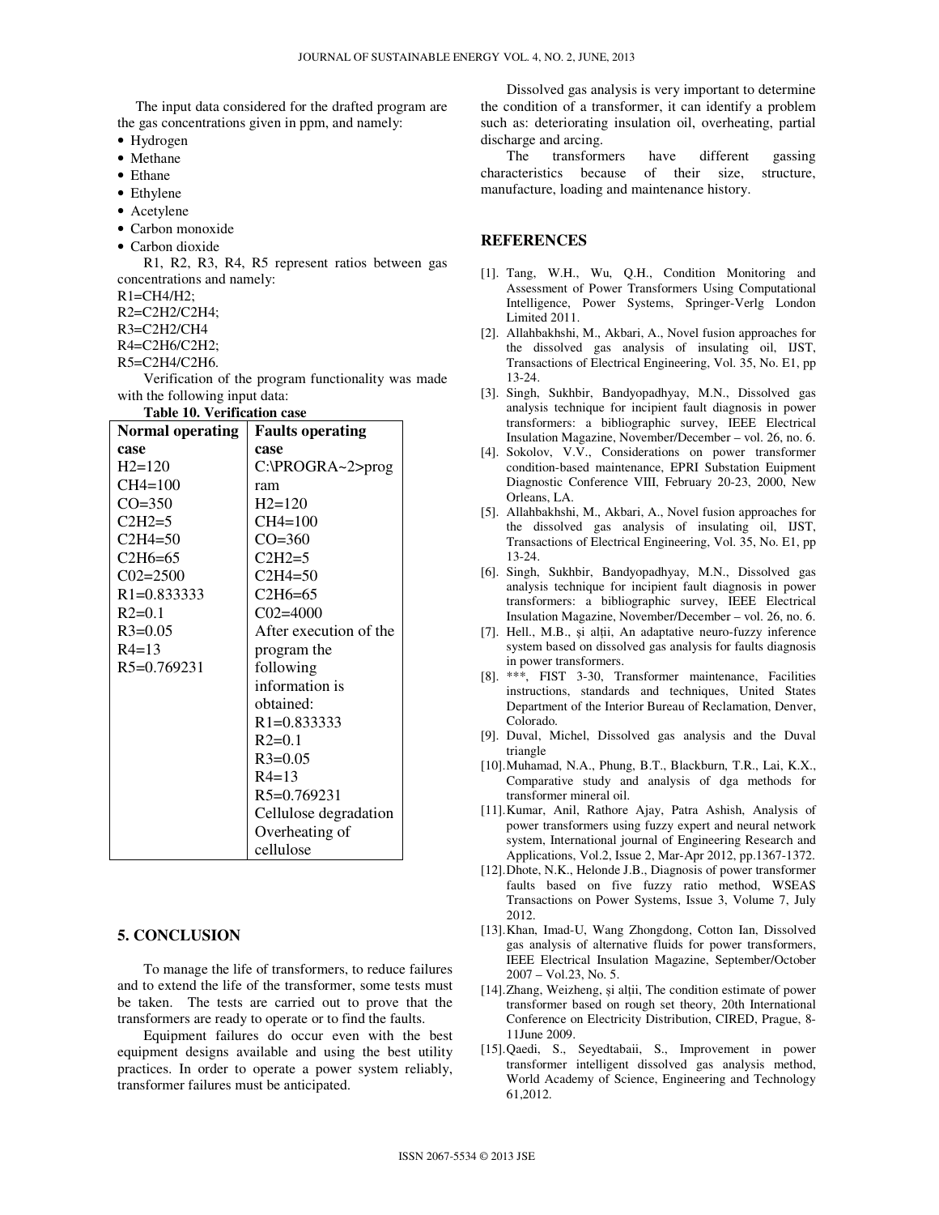The input data considered for the drafted program are the gas concentrations given in ppm, and namely:

- Hydrogen
- Methane
- Ethane
- Ethylene
- Acetylene
- Carbon monoxide
- Carbon dioxide

R1, R2, R3, R4, R5 represent ratios between gas concentrations and namely:

R1=CH4/H2;
R2=C2H2/C2H4;
R3=C2H2/CH4
R4=C2H6/C2H2;
R5=C2H4/C2H6.

Verification of the program functionality was made with the following input data:

**Table 10. Verification case**

| Normal operating case | Faults operating case |
|---|---|
| H2=120<br>CH4=100<br>CO=350<br>C2H2=5<br>C2H4=50<br>C2H6=65<br>C02=2500<br>R1=0.833333<br>R2=0.1<br>R3=0.05<br>R4=13<br>R5=0.769231 | C:\PROGRA~2>program<br>H2=120<br>CH4=100<br>CO=360<br>C2H2=5<br>C2H4=50<br>C2H6=65<br>C02=4000<br>After execution of the program the following information is obtained:<br>R1=0.833333<br>R2=0.1<br>R3=0.05<br>R4=13<br>R5=0.769231<br>Cellulose degradation<br>Overheating of cellulose |

## 5. CONCLUSION

To manage the life of transformers, to reduce failures and to extend the life of the transformer, some tests must be taken. The tests are carried out to prove that the transformers are ready to operate or to find the faults.

Equipment failures do occur even with the best equipment designs available and using the best utility practices. In order to operate a power system reliably, transformer failures must be anticipated.

Dissolved gas analysis is very important to determine the condition of a transformer, it can identify a problem such as: deteriorating insulation oil, overheating, partial discharge and arcing.

The transformers have different gassing characteristics because of their size, structure, manufacture, loading and maintenance history.

## REFERENCES

[1]. Tang, W.H., Wu, Q.H., Condition Monitoring and Assessment of Power Transformers Using Computational Intelligence, Power Systems, Springer-Verlg London Limited 2011.

[2]. Allahbakhshi, M., Akbari, A., Novel fusion approaches for the dissolved gas analysis of insulating oil, IJST, Transactions of Electrical Engineering, Vol. 35, No. E1, pp 13-24.

[3]. Singh, Sukhbir, Bandyopadhyay, M.N., Dissolved gas analysis technique for incipient fault diagnosis in power transformers: a bibliographic survey, IEEE Electrical Insulation Magazine, November/December – vol. 26, no. 6.

[4]. Sokolov, V.V., Considerations on power transformer condition-based maintenance, EPRI Substation Euipment Diagnostic Conference VIII, February 20-23, 2000, New Orleans, LA.

[5]. Allahbakhshi, M., Akbari, A., Novel fusion approaches for the dissolved gas analysis of insulating oil, IJST, Transactions of Electrical Engineering, Vol. 35, No. E1, pp 13-24.

[6]. Singh, Sukhbir, Bandyopadhyay, M.N., Dissolved gas analysis technique for incipient fault diagnosis in power transformers: a bibliographic survey, IEEE Electrical Insulation Magazine, November/December – vol. 26, no. 6.

[7]. Hell., M.B., şi alţii, An adaptative neuro-fuzzy inference system based on dissolved gas analysis for faults diagnosis in power transformers.

[8]. ***, FIST 3-30, Transformer maintenance, Facilities instructions, standards and techniques, United States Department of the Interior Bureau of Reclamation, Denver, Colorado.

[9]. Duval, Michel, Dissolved gas analysis and the Duval triangle

[10]. Muhamad, N.A., Phung, B.T., Blackburn, T.R., Lai, K.X., Comparative study and analysis of dga methods for transformer mineral oil.

[11]. Kumar, Anil, Rathore Ajay, Patra Ashish, Analysis of power transformers using fuzzy expert and neural network system, International journal of Engineering Research and Applications, Vol.2, Issue 2, Mar-Apr 2012, pp.1367-1372.

[12]. Dhote, N.K., Helonde J.B., Diagnosis of power transformer faults based on five fuzzy ratio method, WSEAS Transactions on Power Systems, Issue 3, Volume 7, July 2012.

[13]. Khan, Imad-U, Wang Zhongdong, Cotton Ian, Dissolved gas analysis of alternative fluids for power transformers, IEEE Electrical Insulation Magazine, September/October 2007 – Vol.23, No. 5.

[14]. Zhang, Weizheng, şi alţii, The condition estimate of power transformer based on rough set theory, 20th International Conference on Electricity Distribution, CIRED, Prague, 8-11June 2009.

[15]. Qaedi, S., Seyedtabaii, S., Improvement in power transformer intelligent dissolved gas analysis method, World Academy of Science, Engineering and Technology 61,2012.